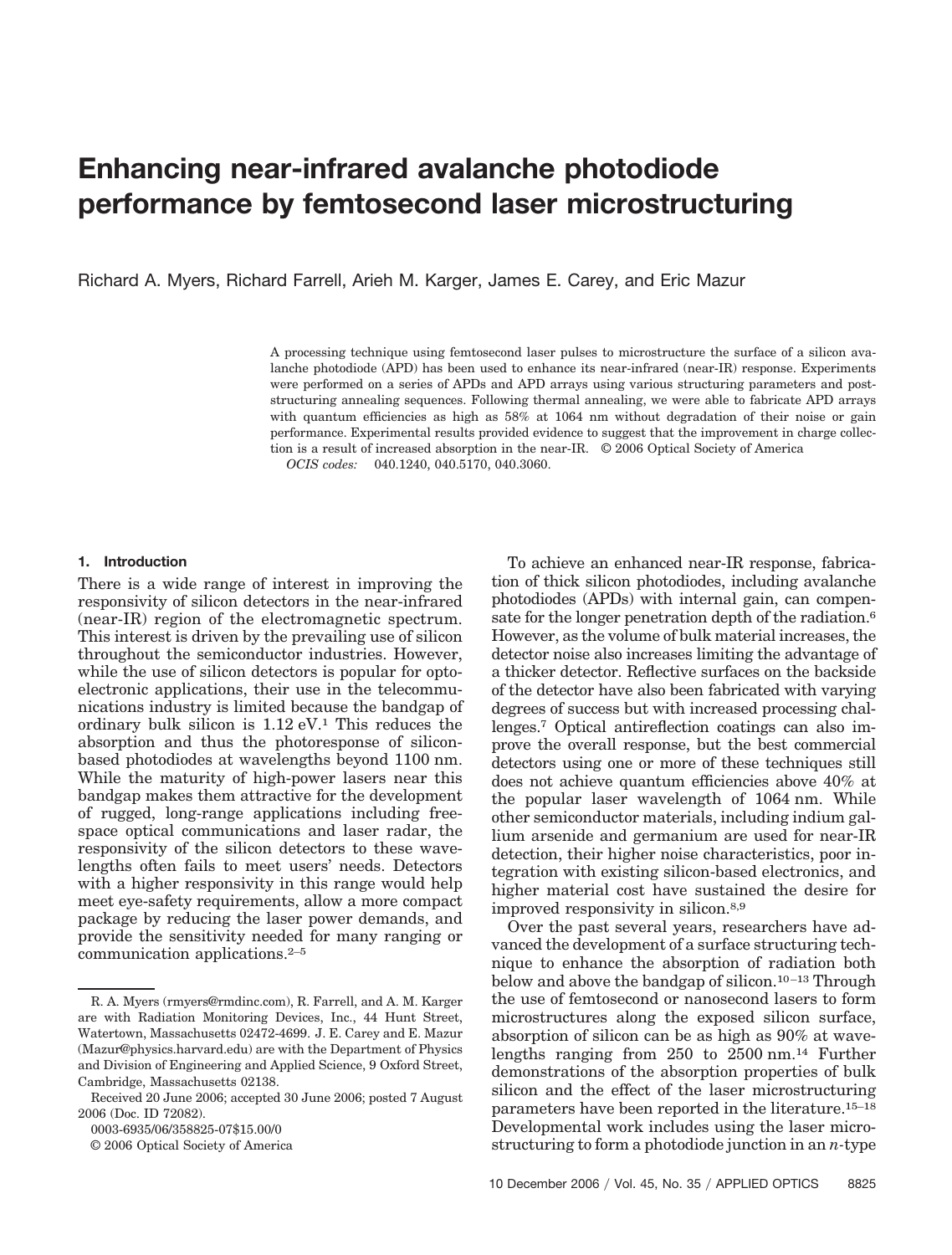# Enhancing near-infrared avalanche photodiode performance by femtosecond laser microstructuring

Richard A. Myers, Richard Farrell, Arieh M. Karger, James E. Carey, and Eric Mazur

A processing technique using femtosecond laser pulses to microstructure the surface of a silicon avalanche photodiode (APD) has been used to enhance its near-infrared (near-IR) response. Experiments were performed on a series of APDs and APD arrays using various structuring parameters and post-structuring annealing sequences. Following thermal annealing, we were able to fabricate APD arrays with quantum efficiencies as high as 58% at 1064 nm without degradation of their noise or gain performance. Experimental results provided evidence to suggest that the improvement in charge collection is a result of increased absorption in the near-IR. © 2006 Optical Society of America

*OCIS codes:* 040.1240, 040.5170, 040.3060.

## 1. Introduction

There is a wide range of interest in improving the responsivity of silicon detectors in the near-infrared (near-IR) region of the electromagnetic spectrum. This interest is driven by the prevailing use of silicon throughout the semiconductor industries. However, while the use of silicon detectors is popular for optoelectronic applications, their use in the telecommunications industry is limited because the bandgap of ordinary bulk silicon is 1.12 eV.[1] This reduces the absorption and thus the photoresponse of silicon-based photodiodes at wavelengths beyond 1100 nm. While the maturity of high-power lasers near this bandgap makes them attractive for the development of rugged, long-range applications including free-space optical communications and laser radar, the responsivity of the silicon detectors to these wavelengths often fails to meet users' needs. Detectors with a higher responsivity in this range would help meet eye-safety requirements, allow a more compact package by reducing the laser power demands, and provide the sensitivity needed for many ranging or communication applications.[2–5]

To achieve an enhanced near-IR response, fabrication of thick silicon photodiodes, including avalanche photodiodes (APDs) with internal gain, can compensate for the longer penetration depth of the radiation.[6] However, as the volume of bulk material increases, the detector noise also increases limiting the advantage of a thicker detector. Reflective surfaces on the backside of the detector have also been fabricated with varying degrees of success but with increased processing challenges.[7] Optical antireflection coatings can also improve the overall response, but the best commercial detectors using one or more of these techniques still does not achieve quantum efficiencies above 40% at the popular laser wavelength of 1064 nm. While other semiconductor materials, including indium gallium arsenide and germanium are used for near-IR detection, their higher noise characteristics, poor integration with existing silicon-based electronics, and higher material cost have sustained the desire for improved responsivity in silicon.[8,9]

Over the past several years, researchers have advanced the development of a surface structuring technique to enhance the absorption of radiation both below and above the bandgap of silicon.[10–13] Through the use of femtosecond or nanosecond lasers to form microstructures along the exposed silicon surface, absorption of silicon can be as high as 90% at wavelengths ranging from 250 to 2500 nm.[14] Further demonstrations of the absorption properties of bulk silicon and the effect of the laser microstructuring parameters have been reported in the literature.[15–18] Developmental work includes using the laser microstructuring to form a photodiode junction in an *n*-type

---

R. A. Myers (rmyers@rmdinc.com), R. Farrell, and A. M. Karger are with Radiation Monitoring Devices, Inc., 44 Hunt Street, Watertown, Massachusetts 02472-4699. J. E. Carey and E. Mazur (Mazur@physics.harvard.edu) are with the Department of Physics and Division of Engineering and Applied Science, 9 Oxford Street, Cambridge, Massachusetts 02138.

Received 20 June 2006; accepted 30 June 2006; posted 7 August 2006 (Doc. ID 72082).

0003-6935/06/358825-07$15.00/0

© 2006 Optical Society of America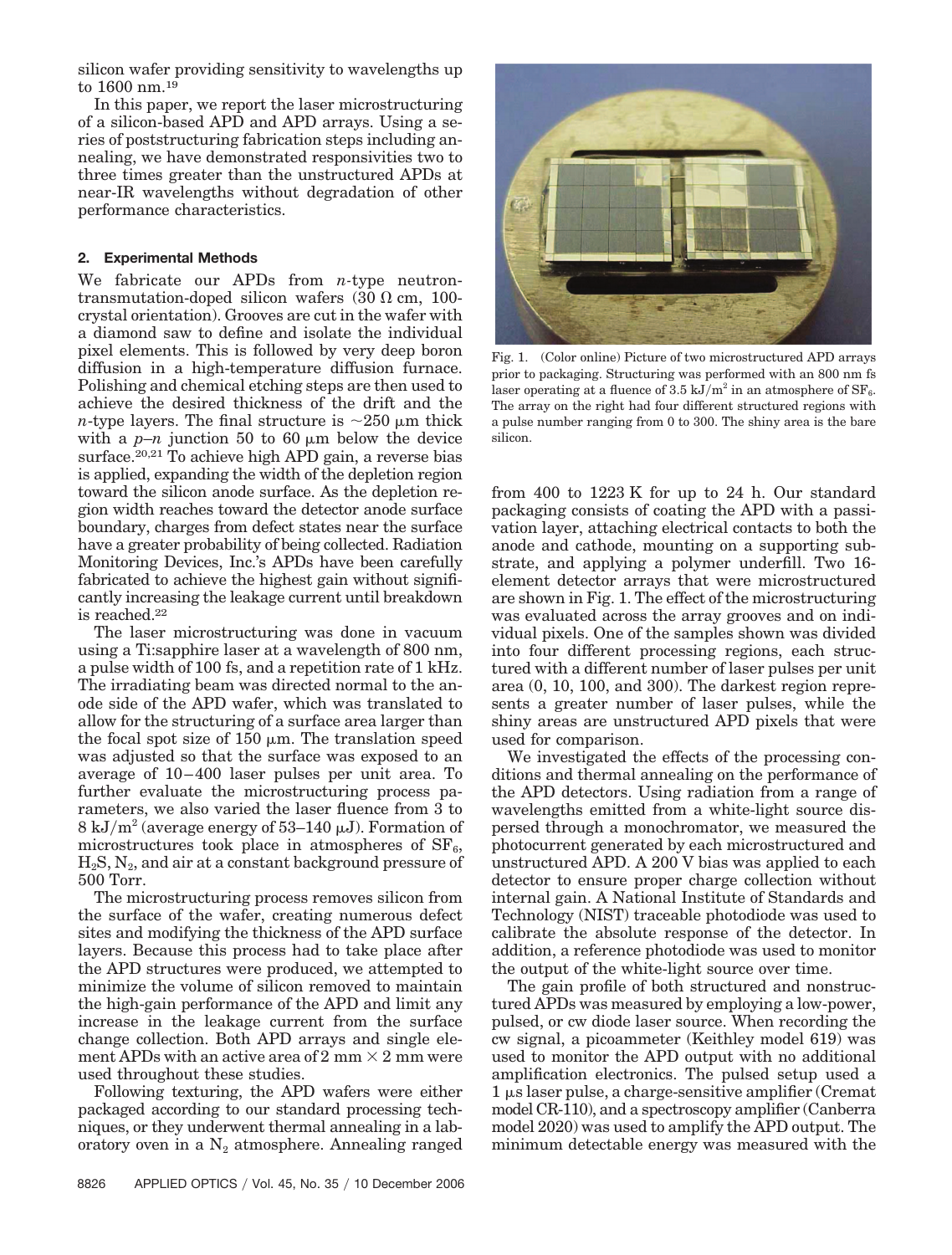silicon wafer providing sensitivity to wavelengths up to 1600 nm.[19]

In this paper, we report the laser microstructuring of a silicon-based APD and APD arrays. Using a series of poststructuring fabrication steps including annealing, we have demonstrated responsivities two to three times greater than the unstructured APDs at near-IR wavelengths without degradation of other performance characteristics.

## 2. Experimental Methods

We fabricate our APDs from *n*-type neutron-transmutation-doped silicon wafers (30 Ω cm, 100-crystal orientation). Grooves are cut in the wafer with a diamond saw to define and isolate the individual pixel elements. This is followed by very deep boron diffusion in a high-temperature diffusion furnace. Polishing and chemical etching steps are then used to achieve the desired thickness of the drift and the *n*-type layers. The final structure is ~250 μm thick with a *p*–*n* junction 50 to 60 μm below the device surface.[20,21] To achieve high APD gain, a reverse bias is applied, expanding the width of the depletion region toward the silicon anode surface. As the depletion region width reaches toward the detector anode surface boundary, charges from defect states near the surface have a greater probability of being collected. Radiation Monitoring Devices, Inc.'s APDs have been carefully fabricated to achieve the highest gain without significantly increasing the leakage current until breakdown is reached.[22]

The laser microstructuring was done in vacuum using a Ti:sapphire laser at a wavelength of 800 nm, a pulse width of 100 fs, and a repetition rate of 1 kHz. The irradiating beam was directed normal to the anode side of the APD wafer, which was translated to allow for the structuring of a surface area larger than the focal spot size of 150 μm. The translation speed was adjusted so that the surface was exposed to an average of 10–400 laser pulses per unit area. To further evaluate the microstructuring process parameters, we also varied the laser fluence from 3 to 8 $kJ/m^2$ (average energy of 53–140 μJ). Formation of microstructures took place in atmospheres of $SF_6$, $H_2S$, $N_2$, and air at a constant background pressure of 500 Torr.

The microstructuring process removes silicon from the surface of the wafer, creating numerous defect sites and modifying the thickness of the APD surface layers. Because this process had to take place after the APD structures were produced, we attempted to minimize the volume of silicon removed to maintain the high-gain performance of the APD and limit any increase in the leakage current from the surface change collection. Both APD arrays and single element APDs with an active area of 2 mm × 2 mm were used throughout these studies.

Following texturing, the APD wafers were either packaged according to our standard processing techniques, or they underwent thermal annealing in a laboratory oven in a $N_2$ atmosphere. Annealing ranged from 400 to 1223 K for up to 24 h. Our standard packaging consists of coating the APD with a passivation layer, attaching electrical contacts to both the anode and cathode, mounting on a supporting substrate, and applying a polymer underfill. Two 16-element detector arrays that were microstructured are shown in Fig. 1. The effect of the microstructuring was evaluated across the array grooves and on individual pixels. One of the samples shown was divided into four different processing regions, each structured with a different number of laser pulses per unit area (0, 10, 100, and 300). The darkest region represents a greater number of laser pulses, while the shiny areas are unstructured APD pixels that were used for comparison.

Fig. 1. (Color online) Picture of two microstructured APD arrays prior to packaging. Structuring was performed with an 800 nm fs laser operating at a fluence of 3.5 $kJ/m^2$ in an atmosphere of $SF_6$. The array on the right had four different structured regions with a pulse number ranging from 0 to 300. The shiny area is the bare silicon.

We investigated the effects of the processing conditions and thermal annealing on the performance of the APD detectors. Using radiation from a range of wavelengths emitted from a white-light source dispersed through a monochromator, we measured the photocurrent generated by each microstructured and unstructured APD. A 200 V bias was applied to each detector to ensure proper charge collection without internal gain. A National Institute of Standards and Technology (NIST) traceable photodiode was used to calibrate the absolute response of the detector. In addition, a reference photodiode was used to monitor the output of the white-light source over time.

The gain profile of both structured and nonstructured APDs was measured by employing a low-power, pulsed, or cw diode laser source. When recording the cw signal, a picoammeter (Keithley model 619) was used to monitor the APD output with no additional amplification electronics. The pulsed setup used a 1 μs laser pulse, a charge-sensitive amplifier (Cremat model CR-110), and a spectroscopy amplifier (Canberra model 2020) was used to amplify the APD output. The minimum detectable energy was measured with the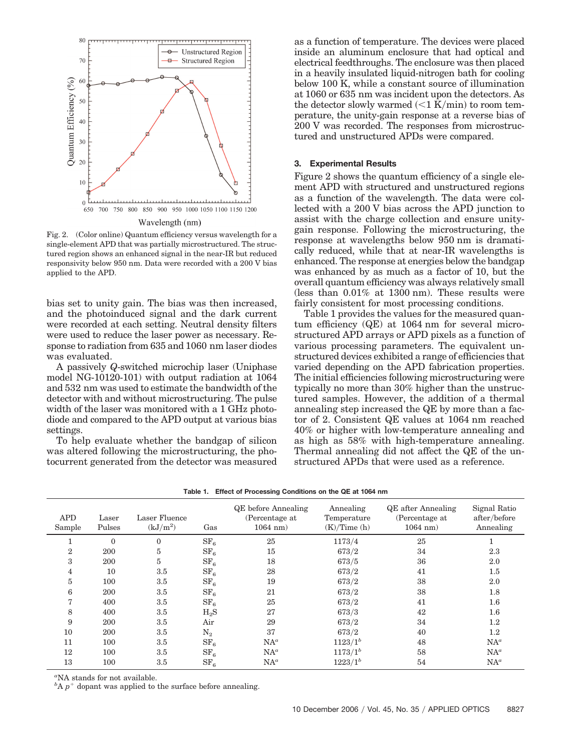Fig. 2. (Color online) Quantum efficiency versus wavelength for a single-element APD that was partially microstructured. The structured region shows an enhanced signal in the near-IR but reduced responsivity below 950 nm. Data were recorded with a 200 V bias applied to the APD.

bias set to unity gain. The bias was then increased, and the photoinduced signal and the dark current were recorded at each setting. Neutral density filters were used to reduce the laser power as necessary. Response to radiation from 635 and 1060 nm laser diodes was evaluated.

A passively *Q*-switched microchip laser (Uniphase model NG-10120-101) with output radiation at 1064 and 532 nm was used to estimate the bandwidth of the detector with and without microstructuring. The pulse width of the laser was monitored with a 1 GHz photodiode and compared to the APD output at various bias settings.

To help evaluate whether the bandgap of silicon was altered following the microstructuring, the photocurrent generated from the detector was measured as a function of temperature. The devices were placed inside an aluminum enclosure that had optical and electrical feedthroughs. The enclosure was then placed in a heavily insulated liquid-nitrogen bath for cooling below 100 K, while a constant source of illumination at 1060 or 635 nm was incident upon the detectors. As the detector slowly warmed (<1 K/min) to room temperature, the unity-gain response at a reverse bias of 200 V was recorded. The responses from microstructured and unstructured APDs were compared.

## 3. Experimental Results

Figure 2 shows the quantum efficiency of a single element APD with structured and unstructured regions as a function of the wavelength. The data were collected with a 200 V bias across the APD junction to assist with the charge collection and ensure unity-gain response. Following the microstructuring, the response at wavelengths below 950 nm is dramatically reduced, while that at near-IR wavelengths is enhanced. The response at energies below the bandgap was enhanced by as much as a factor of 10, but the overall quantum efficiency was always relatively small (less than 0.01% at 1300 nm). These results were fairly consistent for most processing conditions.

Table 1 provides the values for the measured quantum efficiency (QE) at 1064 nm for several microstructured APD arrays or APD pixels as a function of various processing parameters. The equivalent unstructured devices exhibited a range of efficiencies that varied depending on the APD fabrication properties. The initial efficiencies following microstructuring were typically no more than 30% higher than the unstructured samples. However, the addition of a thermal annealing step increased the QE by more than a factor of 2. Consistent QE values at 1064 nm reached 40% or higher with low-temperature annealing and as high as 58% with high-temperature annealing. Thermal annealing did not affect the QE of the unstructured APDs that were used as a reference.

**Table 1. Effect of Processing Conditions on the QE at 1064 nm**

| APD Sample | Laser Pulses | Laser Fluence ($kJ/m^2$) | Gas | QE before Annealing (Percentage at 1064 nm) | Annealing Temperature (K)/Time (h) | QE after Annealing (Percentage at 1064 nm) | Signal Ratio after/before Annealing |
|---|---|---|---|---|---|---|---|
| 1 | 0 | 0 | $SF_6$ | 25 | 1173/4 | 25 | 1 |
| 2 | 200 | 5 | $SF_6$ | 15 | 673/2 | 34 | 2.3 |
| 3 | 200 | 5 | $SF_6$ | 18 | 673/5 | 36 | 2.0 |
| 4 | 10 | 3.5 | $SF_6$ | 28 | 673/2 | 41 | 1.5 |
| 5 | 100 | 3.5 | $SF_6$ | 19 | 673/2 | 38 | 2.0 |
| 6 | 200 | 3.5 | $SF_6$ | 21 | 673/2 | 38 | 1.8 |
| 7 | 400 | 3.5 | $SF_6$ | 25 | 673/2 | 41 | 1.6 |
| 8 | 400 | 3.5 | $H_2S$ | 27 | 673/3 | 42 | 1.6 |
| 9 | 200 | 3.5 | Air | 29 | 673/2 | 34 | 1.2 |
| 10 | 200 | 3.5 | $N_2$ | 37 | 673/2 | 40 | 1.2 |
| 11 | 100 | 3.5 | $SF_6$ | NA[a] | 1123/1[b] | 48 | NA[a] |
| 12 | 100 | 3.5 | $SF_6$ | NA[a] | 1173/1[b] | 58 | NA[a] |
| 13 | 100 | 3.5 | $SF_6$ | NA[a] | 1223/1[b] | 54 | NA[a] |

[a]NA stands for not available.
[b]A $p^+$ dopant was applied to the surface before annealing.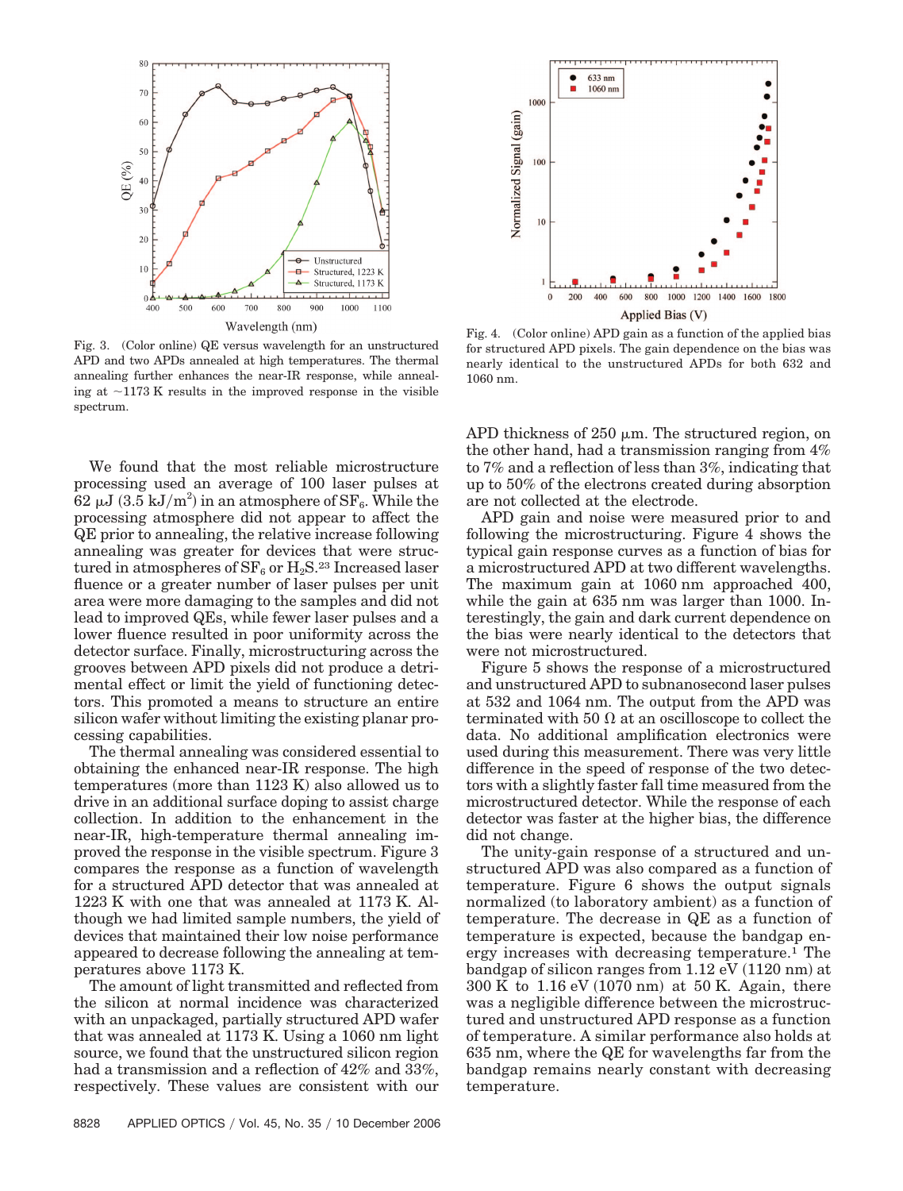Fig. 3. (Color online) QE versus wavelength for an unstructured APD and two APDs annealed at high temperatures. The thermal annealing further enhances the near-IR response, while annealing at ~1173 K results in the improved response in the visible spectrum.

Fig. 4. (Color online) APD gain as a function of the applied bias for structured APD pixels. The gain dependence on the bias was nearly identical to the unstructured APDs for both 632 and 1060 nm.

We found that the most reliable microstructure processing used an average of 100 laser pulses at 62 μJ (3.5 kJ/m$^2$) in an atmosphere of $SF_6$. While the processing atmosphere did not appear to affect the QE prior to annealing, the relative increase following annealing was greater for devices that were structured in atmospheres of $SF_6$ or $H_2S$.[23] Increased laser fluence or a greater number of laser pulses per unit area were more damaging to the samples and did not lead to improved QEs, while fewer laser pulses and a lower fluence resulted in poor uniformity across the detector surface. Finally, microstructuring across the grooves between APD pixels did not produce a detrimental effect or limit the yield of functioning detectors. This promoted a means to structure an entire silicon wafer without limiting the existing planar processing capabilities.

The thermal annealing was considered essential to obtaining the enhanced near-IR response. The high temperatures (more than 1123 K) also allowed us to drive in an additional surface doping to assist charge collection. In addition to the enhancement in the near-IR, high-temperature thermal annealing improved the response in the visible spectrum. Figure 3 compares the response as a function of wavelength for a structured APD detector that was annealed at 1223 K with one that was annealed at 1173 K. Although we had limited sample numbers, the yield of devices that maintained their low noise performance appeared to decrease following the annealing at temperatures above 1173 K.

The amount of light transmitted and reflected from the silicon at normal incidence was characterized with an unpackaged, partially structured APD wafer that was annealed at 1173 K. Using a 1060 nm light source, we found that the unstructured silicon region had a transmission and a reflection of 42% and 33%, respectively. These values are consistent with our APD thickness of 250 μm. The structured region, on the other hand, had a transmission ranging from 4% to 7% and a reflection of less than 3%, indicating that up to 50% of the electrons created during absorption are not collected at the electrode.

APD gain and noise were measured prior to and following the microstructuring. Figure 4 shows the typical gain response curves as a function of bias for a microstructured APD at two different wavelengths. The maximum gain at 1060 nm approached 400, while the gain at 635 nm was larger than 1000. Interestingly, the gain and dark current dependence on the bias were nearly identical to the detectors that were not microstructured.

Figure 5 shows the response of a microstructured and unstructured APD to subnanosecond laser pulses at 532 and 1064 nm. The output from the APD was terminated with 50 Ω at an oscilloscope to collect the data. No additional amplification electronics were used during this measurement. There was very little difference in the speed of response of the two detectors with a slightly faster fall time measured from the microstructured detector. While the response of each detector was faster at the higher bias, the difference did not change.

The unity-gain response of a structured and unstructured APD was also compared as a function of temperature. Figure 6 shows the output signals normalized (to laboratory ambient) as a function of temperature. The decrease in QE as a function of temperature is expected, because the bandgap energy increases with decreasing temperature.[1] The bandgap of silicon ranges from 1.12 eV (1120 nm) at 300 K to 1.16 eV (1070 nm) at 50 K. Again, there was a negligible difference between the microstructured and unstructured APD response as a function of temperature. A similar performance also holds at 635 nm, where the QE for wavelengths far from the bandgap remains nearly constant with decreasing temperature.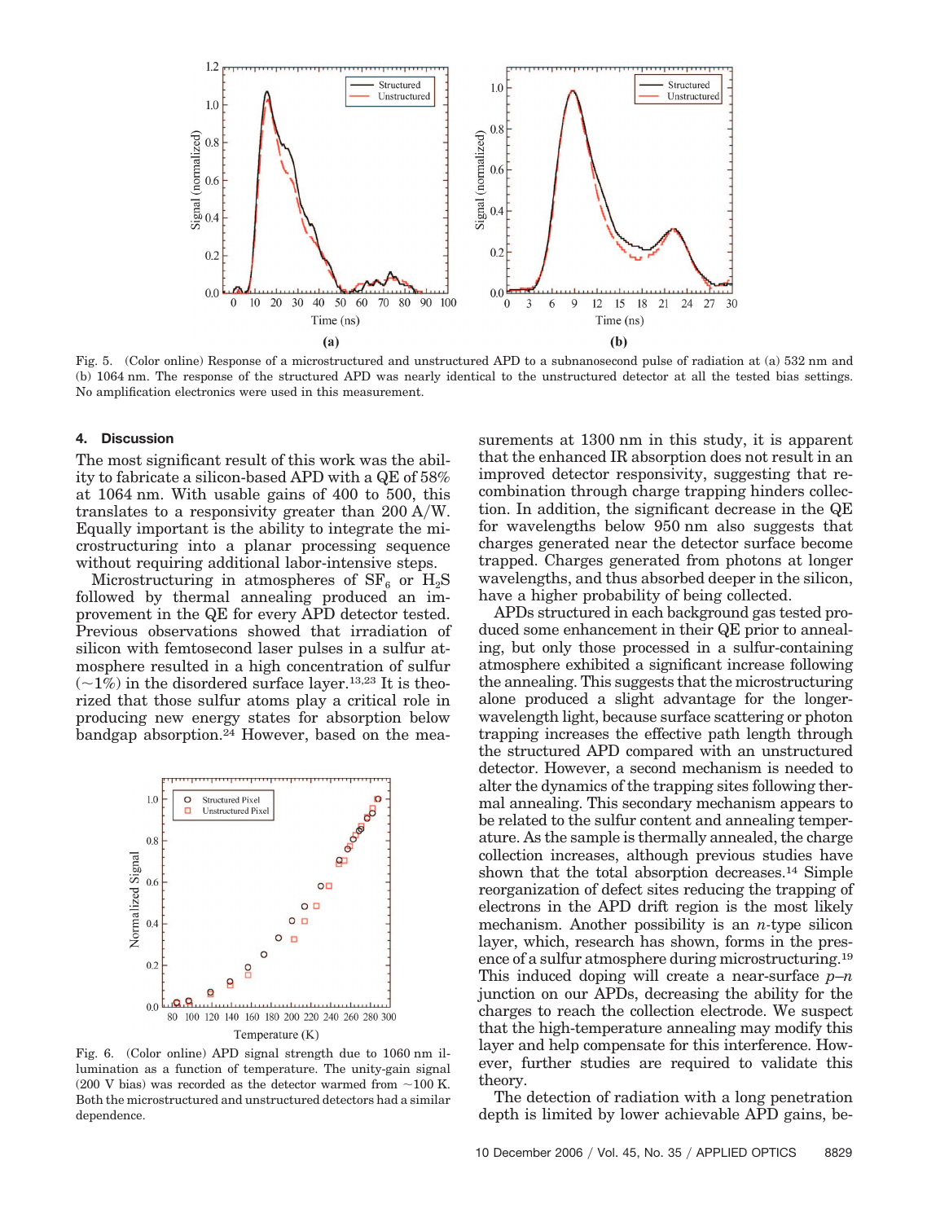Fig. 5. (Color online) Response of a microstructured and unstructured APD to a subnanosecond pulse of radiation at (a) 532 nm and (b) 1064 nm. The response of the structured APD was nearly identical to the unstructured detector at all the tested bias settings. No amplification electronics were used in this measurement.

## 4. Discussion

The most significant result of this work was the ability to fabricate a silicon-based APD with a QE of 58% at 1064 nm. With usable gains of 400 to 500, this translates to a responsivity greater than 200 A/W. Equally important is the ability to integrate the microstructuring into a planar processing sequence without requiring additional labor-intensive steps.

Microstructuring in atmospheres of $SF_6$ or $H_2S$ followed by thermal annealing produced an improvement in the QE for every APD detector tested. Previous observations showed that irradiation of silicon with femtosecond laser pulses in a sulfur atmosphere resulted in a high concentration of sulfur ($\sim$1%) in the disordered surface layer.[13,23] It is theorized that those sulfur atoms play a critical role in producing new energy states for absorption below bandgap absorption.[24] However, based on the measurements at 1300 nm in this study, it is apparent that the enhanced IR absorption does not result in an improved detector responsivity, suggesting that recombination through charge trapping hinders collection. In addition, the significant decrease in the QE for wavelengths below 950 nm also suggests that charges generated near the detector surface become trapped. Charges generated from photons at longer wavelengths, and thus absorbed deeper in the silicon, have a higher probability of being collected.

Fig. 6. (Color online) APD signal strength due to 1060 nm illumination as a function of temperature. The unity-gain signal (200 V bias) was recorded as the detector warmed from $\sim$100 K. Both the microstructured and unstructured detectors had a similar dependence.

APDs structured in each background gas tested produced some enhancement in their QE prior to annealing, but only those processed in a sulfur-containing atmosphere exhibited a significant increase following the annealing. This suggests that the microstructuring alone produced a slight advantage for the longer-wavelength light, because surface scattering or photon trapping increases the effective path length through the structured APD compared with an unstructured detector. However, a second mechanism is needed to alter the dynamics of the trapping sites following thermal annealing. This secondary mechanism appears to be related to the sulfur content and annealing temperature. As the sample is thermally annealed, the charge collection increases, although previous studies have shown that the total absorption decreases.[14] Simple reorganization of defect sites reducing the trapping of electrons in the APD drift region is the most likely mechanism. Another possibility is an *n*-type silicon layer, which, research has shown, forms in the presence of a sulfur atmosphere during microstructuring.[19] This induced doping will create a near-surface *p*–*n* junction on our APDs, decreasing the ability for the charges to reach the collection electrode. We suspect that the high-temperature annealing may modify this layer and help compensate for this interference. However, further studies are required to validate this theory.

The detection of radiation with a long penetration depth is limited by lower achievable APD gains, be-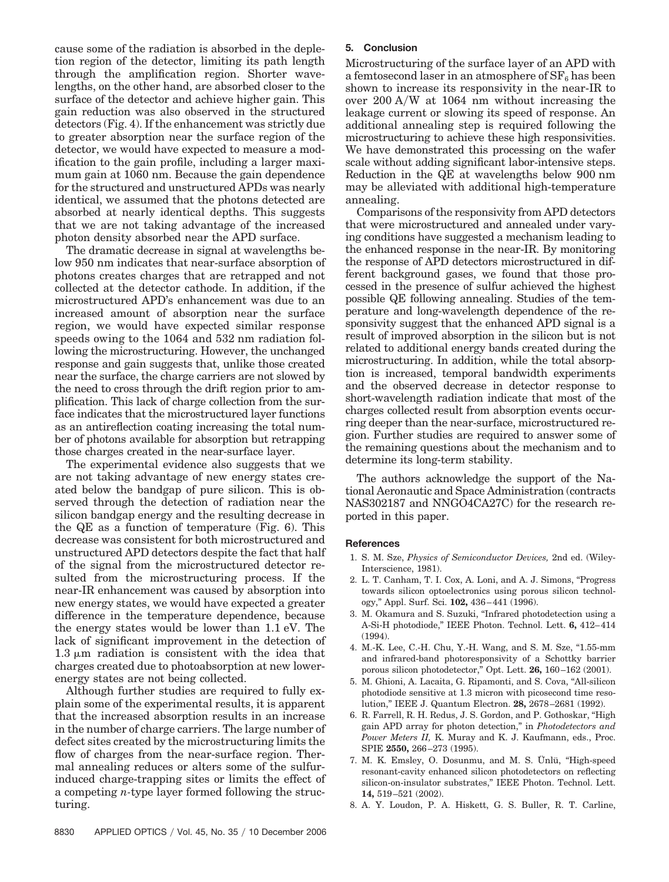cause some of the radiation is absorbed in the depletion region of the detector, limiting its path length through the amplification region. Shorter wavelengths, on the other hand, are absorbed closer to the surface of the detector and achieve higher gain. This gain reduction was also observed in the structured detectors (Fig. 4). If the enhancement was strictly due to greater absorption near the surface region of the detector, we would have expected to measure a modification to the gain profile, including a larger maximum gain at 1060 nm. Because the gain dependence for the structured and unstructured APDs was nearly identical, we assumed that the photons detected are absorbed at nearly identical depths. This suggests that we are not taking advantage of the increased photon density absorbed near the APD surface.

The dramatic decrease in signal at wavelengths below 950 nm indicates that near-surface absorption of photons creates charges that are retrapped and not collected at the detector cathode. In addition, if the microstructured APD's enhancement was due to an increased amount of absorption near the surface region, we would have expected similar response speeds owing to the 1064 and 532 nm radiation following the microstructuring. However, the unchanged response and gain suggests that, unlike those created near the surface, the charge carriers are not slowed by the need to cross through the drift region prior to amplification. This lack of charge collection from the surface indicates that the microstructured layer functions as an antireflection coating increasing the total number of photons available for absorption but retrapping those charges created in the near-surface layer.

The experimental evidence also suggests that we are not taking advantage of new energy states created below the bandgap of pure silicon. This is observed through the detection of radiation near the silicon bandgap energy and the resulting decrease in the QE as a function of temperature (Fig. 6). This decrease was consistent for both microstructured and unstructured APD detectors despite the fact that half of the signal from the microstructured detector resulted from the microstructuring process. If the near-IR enhancement was caused by absorption into new energy states, we would have expected a greater difference in the temperature dependence, because the energy states would be lower than 1.1 eV. The lack of significant improvement in the detection of 1.3 μm radiation is consistent with the idea that charges created due to photoabsorption at new lower-energy states are not being collected.

Although further studies are required to fully explain some of the experimental results, it is apparent that the increased absorption results in an increase in the number of charge carriers. The large number of defect sites created by the microstructuring limits the flow of charges from the near-surface region. Thermal annealing reduces or alters some of the sulfur-induced charge-trapping sites or limits the effect of a competing *n*-type layer formed following the structuring.

## 5. Conclusion

Microstructuring of the surface layer of an APD with a femtosecond laser in an atmosphere of $SF_6$ has been shown to increase its responsivity in the near-IR to over 200 A/W at 1064 nm without increasing the leakage current or slowing its speed of response. An additional annealing step is required following the microstructuring to achieve these high responsivities. We have demonstrated this processing on the wafer scale without adding significant labor-intensive steps. Reduction in the QE at wavelengths below 900 nm may be alleviated with additional high-temperature annealing.

Comparisons of the responsivity from APD detectors that were microstructured and annealed under varying conditions have suggested a mechanism leading to the enhanced response in the near-IR. By monitoring the response of APD detectors microstructured in different background gases, we found that those processed in the presence of sulfur achieved the highest possible QE following annealing. Studies of the temperature and long-wavelength dependence of the responsivity suggest that the enhanced APD signal is a result of improved absorption in the silicon but is not related to additional energy bands created during the microstructuring. In addition, while the total absorption is increased, temporal bandwidth experiments and the observed decrease in detector response to short-wavelength radiation indicate that most of the charges collected result from absorption events occurring deeper than the near-surface, microstructured region. Further studies are required to answer some of the remaining questions about the mechanism and to determine its long-term stability.

The authors acknowledge the support of the National Aeronautic and Space Administration (contracts NAS302187 and NNGO4CA27C) for the research reported in this paper.

## References

1. S. M. Sze, *Physics of Semiconductor Devices,* 2nd ed. (Wiley-Interscience, 1981).
2. L. T. Canham, T. I. Cox, A. Loni, and A. J. Simons, "Progress towards silicon optoelectronics using porous silicon technology," Appl. Surf. Sci. **102,** 436–441 (1996).
3. M. Okamura and S. Suzuki, "Infrared photodetection using a A-Si-H photodiode," IEEE Photon. Technol. Lett. **6,** 412–414 (1994).
4. M.-K. Lee, C.-H. Chu, Y.-H. Wang, and S. M. Sze, "1.55-mm and infrared-band photoresponsivity of a Schottky barrier porous silicon photodetector," Opt. Lett. **26,** 160–162 (2001).
5. M. Ghioni, A. Lacaita, G. Ripamonti, and S. Cova, "All-silicon photodiode sensitive at 1.3 micron with picosecond time resolution," IEEE J. Quantum Electron. **28,** 2678–2681 (1992).
6. R. Farrell, R. H. Redus, J. S. Gordon, and P. Gothoskar, "High gain APD array for photon detection," in *Photodetectors and Power Meters II,* K. Muray and K. J. Kaufmann, eds., Proc. SPIE **2550,** 266–273 (1995).
7. M. K. Emsley, O. Dosunmu, and M. S. Ünlü, "High-speed resonant-cavity enhanced silicon photodetectors on reflecting silicon-on-insulator substrates," IEEE Photon. Technol. Lett. **14,** 519–521 (2002).
8. A. Y. Loudon, P. A. Hiskett, G. S. Buller, R. T. Carline,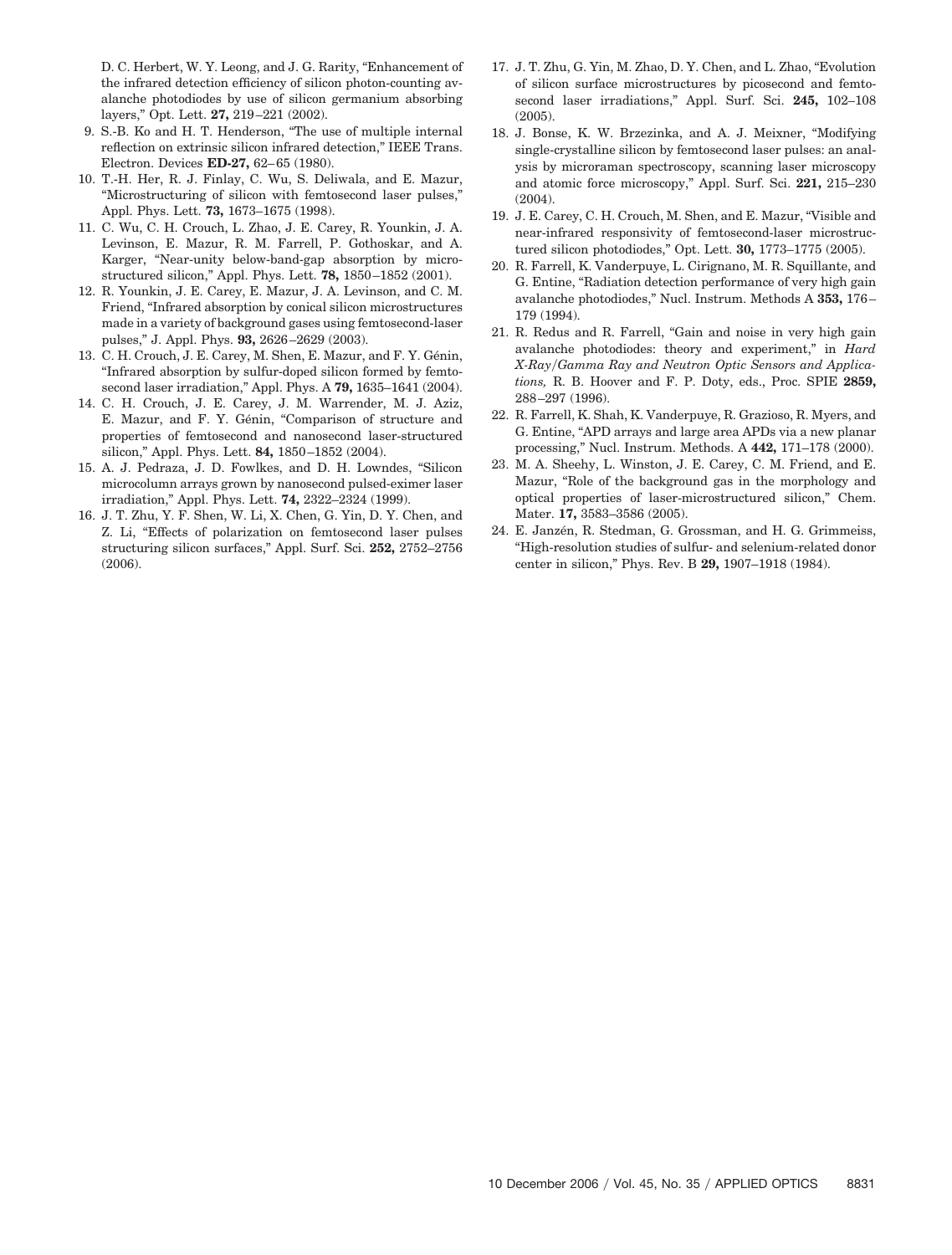D. C. Herbert, W. Y. Leong, and J. G. Rarity, "Enhancement of the infrared detection efficiency of silicon photon-counting avalanche photodiodes by use of silicon germanium absorbing layers," Opt. Lett. **27,** 219–221 (2002).

9. S.-B. Ko and H. T. Henderson, "The use of multiple internal reflection on extrinsic silicon infrared detection," IEEE Trans. Electron. Devices **ED-27,** 62–65 (1980).
10. T.-H. Her, R. J. Finlay, C. Wu, S. Deliwala, and E. Mazur, "Microstructuring of silicon with femtosecond laser pulses," Appl. Phys. Lett. **73,** 1673–1675 (1998).
11. C. Wu, C. H. Crouch, L. Zhao, J. E. Carey, R. Younkin, J. A. Levinson, E. Mazur, R. M. Farrell, P. Gothoskar, and A. Karger, "Near-unity below-band-gap absorption by microstructured silicon," Appl. Phys. Lett. **78,** 1850–1852 (2001).
12. R. Younkin, J. E. Carey, E. Mazur, J. A. Levinson, and C. M. Friend, "Infrared absorption by conical silicon microstructures made in a variety of background gases using femtosecond-laser pulses," J. Appl. Phys. **93,** 2626–2629 (2003).
13. C. H. Crouch, J. E. Carey, M. Shen, E. Mazur, and F. Y. Génin, "Infrared absorption by sulfur-doped silicon formed by femtosecond laser irradiation," Appl. Phys. A **79,** 1635–1641 (2004).
14. C. H. Crouch, J. E. Carey, J. M. Warrender, M. J. Aziz, E. Mazur, and F. Y. Génin, "Comparison of structure and properties of femtosecond and nanosecond laser-structured silicon," Appl. Phys. Lett. **84,** 1850–1852 (2004).
15. A. J. Pedraza, J. D. Fowlkes, and D. H. Lowndes, "Silicon microcolumn arrays grown by nanosecond pulsed-eximer laser irradiation," Appl. Phys. Lett. **74,** 2322–2324 (1999).
16. J. T. Zhu, Y. F. Shen, W. Li, X. Chen, G. Yin, D. Y. Chen, and Z. Li, "Effects of polarization on femtosecond laser pulses structuring silicon surfaces," Appl. Surf. Sci. **252,** 2752–2756 (2006).
17. J. T. Zhu, G. Yin, M. Zhao, D. Y. Chen, and L. Zhao, "Evolution of silicon surface microstructures by picosecond and femtosecond laser irradiations," Appl. Surf. Sci. **245,** 102–108 (2005).
18. J. Bonse, K. W. Brzezinka, and A. J. Meixner, "Modifying single-crystalline silicon by femtosecond laser pulses: an analysis by microraman spectroscopy, scanning laser microscopy and atomic force microscopy," Appl. Surf. Sci. **221,** 215–230 (2004).
19. J. E. Carey, C. H. Crouch, M. Shen, and E. Mazur, "Visible and near-infrared responsivity of femtosecond-laser microstructured silicon photodiodes," Opt. Lett. **30,** 1773–1775 (2005).
20. R. Farrell, K. Vanderpuye, L. Cirignano, M. R. Squillante, and G. Entine, "Radiation detection performance of very high gain avalanche photodiodes," Nucl. Instrum. Methods A **353,** 176–179 (1994).
21. R. Redus and R. Farrell, "Gain and noise in very high gain avalanche photodiodes: theory and experiment," in *Hard X-Ray/Gamma Ray and Neutron Optic Sensors and Applications,* R. B. Hoover and F. P. Doty, eds., Proc. SPIE **2859,** 288–297 (1996).
22. R. Farrell, K. Shah, K. Vanderpuye, R. Grazioso, R. Myers, and G. Entine, "APD arrays and large area APDs via a new planar processing," Nucl. Instrum. Methods. A **442,** 171–178 (2000).
23. M. A. Sheehy, L. Winston, J. E. Carey, C. M. Friend, and E. Mazur, "Role of the background gas in the morphology and optical properties of laser-microstructured silicon," Chem. Mater. **17,** 3583–3586 (2005).
24. E. Janzén, R. Stedman, G. Grossman, and H. G. Grimmeiss, "High-resolution studies of sulfur- and selenium-related donor center in silicon," Phys. Rev. B **29,** 1907–1918 (1984).